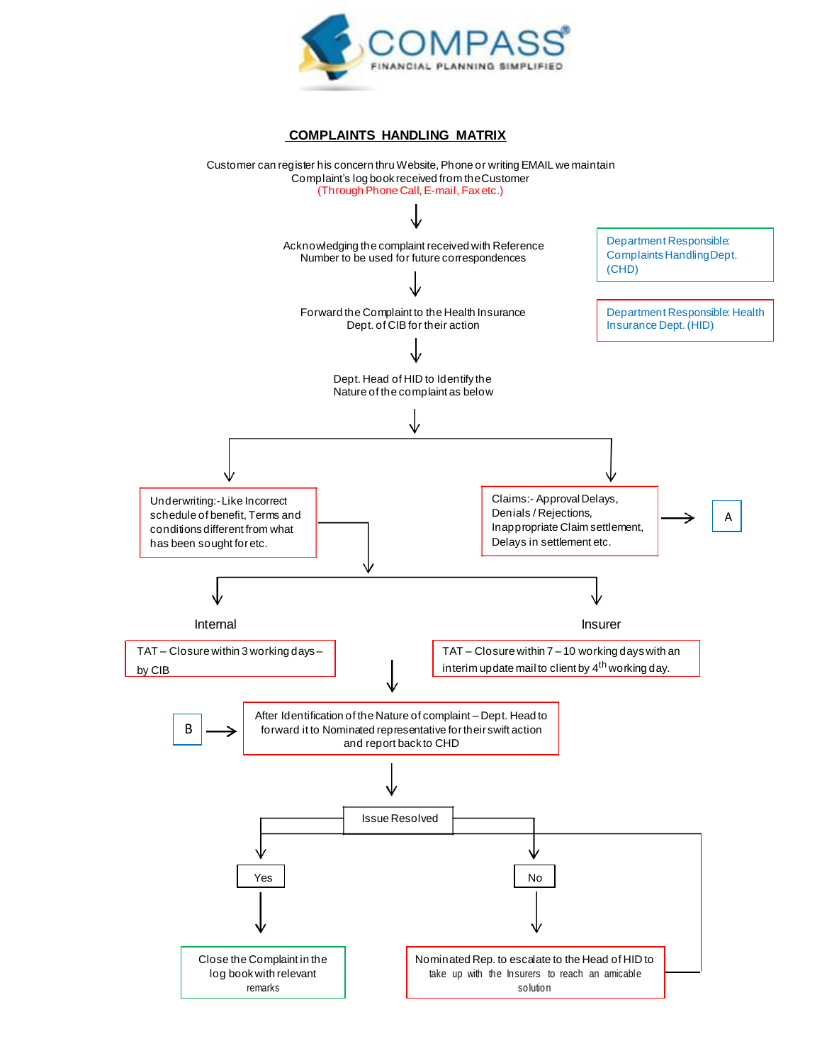COMPASS®
FINANCIAL PLANNING SIMPLIFIED

## COMPLAINTS HANDLING MATRIX

Customer can register his concern thru Website, Phone or writing EMAIL we maintain Complaint's log book received from the Customer
(Through Phone Call, E-mail, Fax etc.)

↓

Acknowledging the complaint received with Reference Number to be used for future correspondences

Department Responsible: Complaints Handling Dept. (CHD)

↓

Forward the Complaint to the Health Insurance Dept. of CIB for their action

Department Responsible: Health Insurance Dept. (HID)

↓

Dept. Head of HID to Identify the Nature of the complaint as below

↓

- Underwriting:- Like Incorrect schedule of benefit, Terms and conditions different from what has been sought for etc.
- Claims:- Approval Delays, Denials / Rejections, Inappropriate Claim settlement, Delays in settlement etc. → A

↓

- Internal
  - TAT – Closure within 3 working days – by CIB
- Insurer
  - TAT – Closure within 7 – 10 working days with an interim update mail to client by 4th working day.

↓

B → After Identification of the Nature of complaint – Dept. Head to forward it to Nominated representative for their swift action and report back to CHD

↓

Issue Resolved

- Yes → Close the Complaint in the log book with relevant remarks
- No → Nominated Rep. to escalate to the Head of HID to take up with the Insurers to reach an amicable solution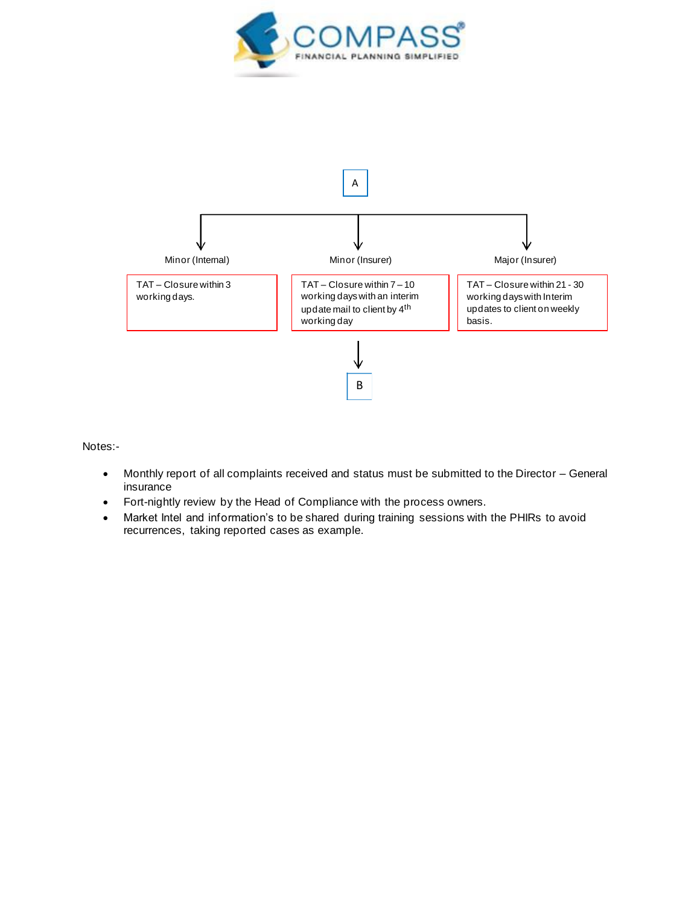COMPASS®

FINANCIAL PLANNING SIMPLIFIED

A

Minor (Internal)

TAT – Closure within 3 working days.

Minor (Insurer)

TAT – Closure within 7 – 10 working days with an interim update mail to client by 4th working day

Major (Insurer)

TAT – Closure within 21 - 30 working days with Interim updates to client on weekly basis.

B

Notes:-

- Monthly report of all complaints received and status must be submitted to the Director – General insurance
- Fort-nightly review by the Head of Compliance with the process owners.
- Market Intel and information's to be shared during training sessions with the PHIRs to avoid recurrences, taking reported cases as example.